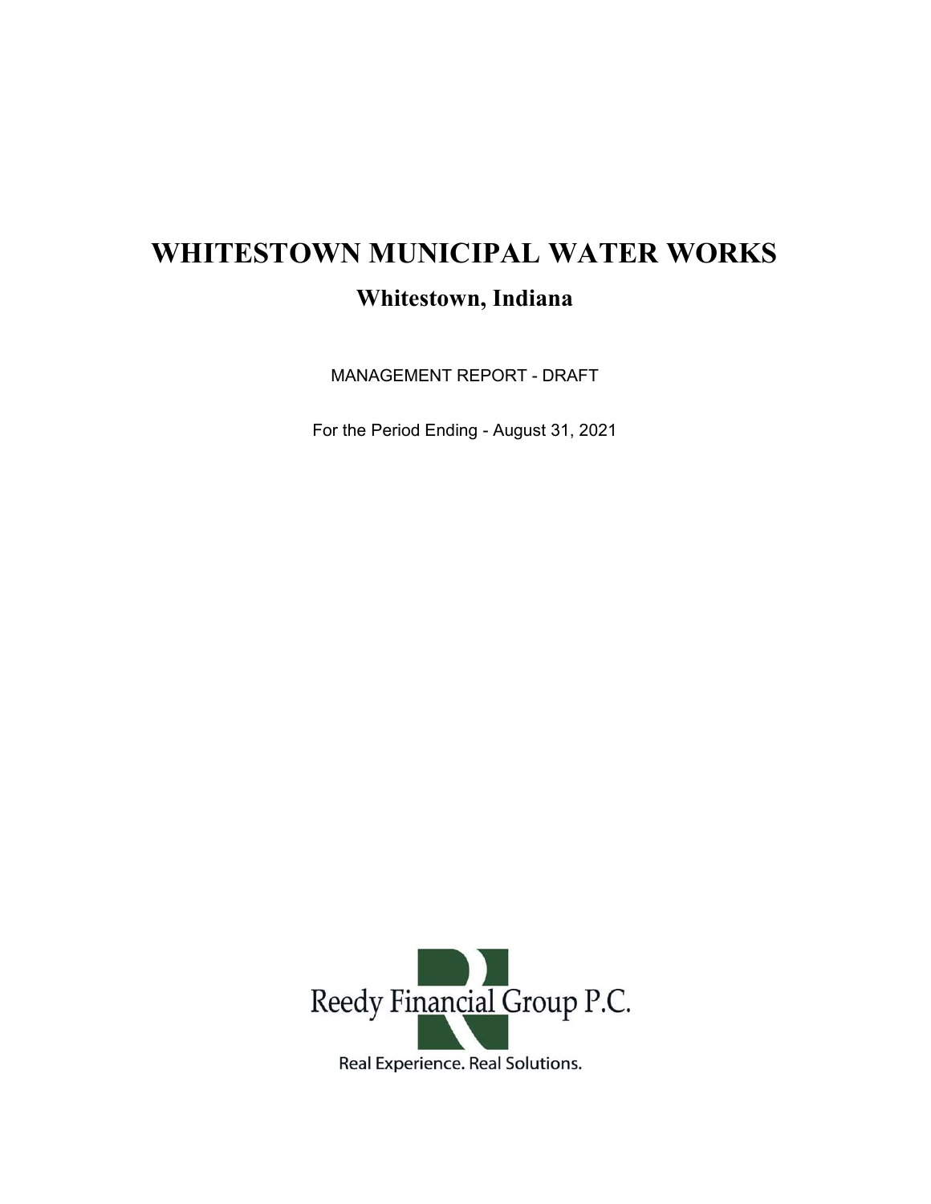# WHITESTOWN MUNICIPAL WATER WORKS

## Whitestown, Indiana

MANAGEMENT REPORT - DRAFT

For the Period Ending - August 31, 2021

Reedy Financial Group P.C.

Real Experience. Real Solutions.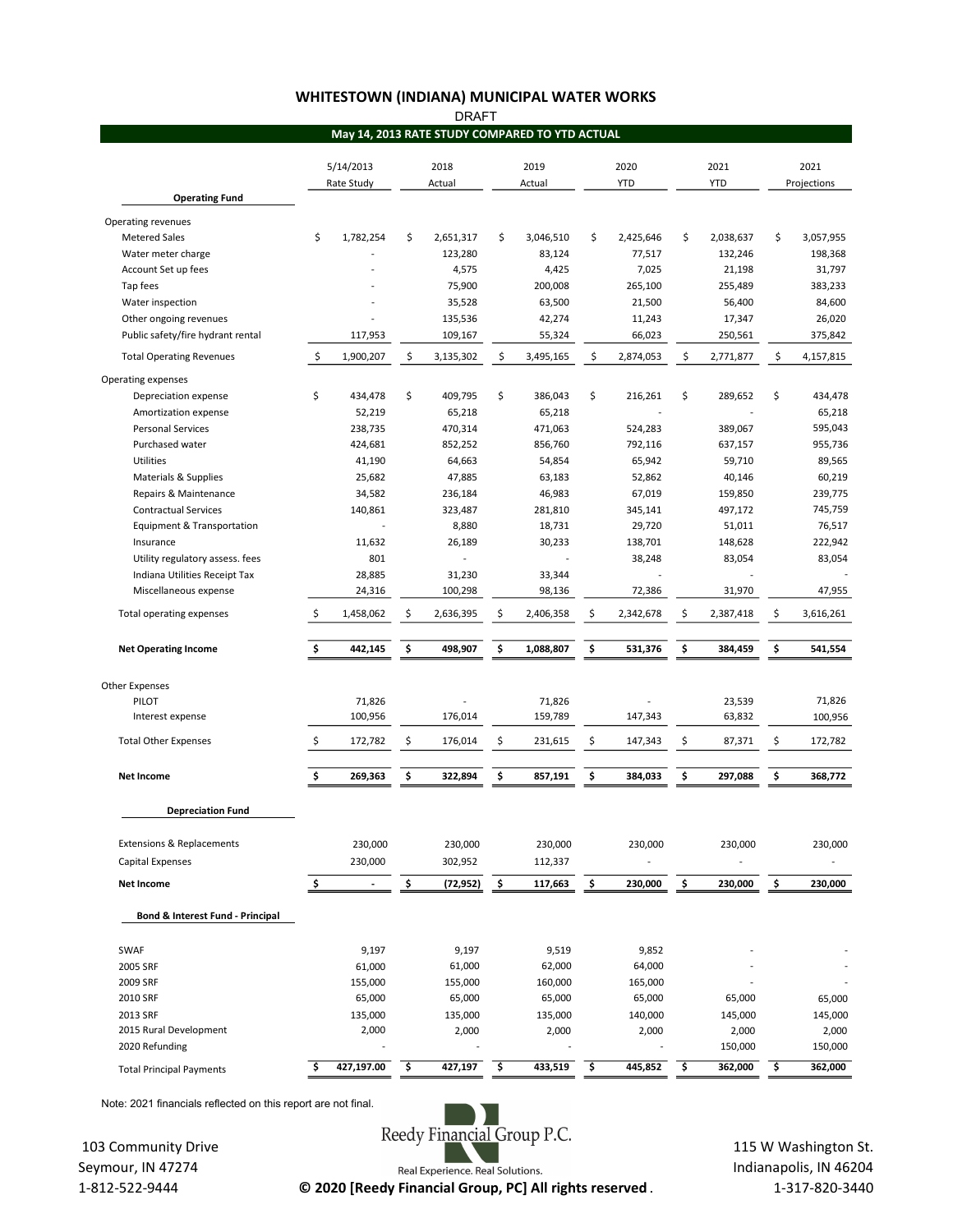# WHITESTOWN (INDIANA) MUNICIPAL WATER WORKS

DRAFT

## May 14, 2013 RATE STUDY COMPARED TO YTD ACTUAL

| | 5/14/2013 Rate Study | 2018 Actual | 2019 Actual | 2020 YTD | 2021 YTD | 2021 Projections |
|---|---|---|---|---|---|---|
| **Operating Fund** | | | | | | |
| Operating revenues | | | | | | |
| Metered Sales | $ 1,782,254 | $ 2,651,317 | $ 3,046,510 | $ 2,425,646 | $ 2,038,637 | $ 3,057,955 |
| Water meter charge | - | 123,280 | 83,124 | 77,517 | 132,246 | 198,368 |
| Account Set up fees | - | 4,575 | 4,425 | 7,025 | 21,198 | 31,797 |
| Tap fees | - | 75,900 | 200,008 | 265,100 | 255,489 | 383,233 |
| Water inspection | - | 35,528 | 63,500 | 21,500 | 56,400 | 84,600 |
| Other ongoing revenues | - | 135,536 | 42,274 | 11,243 | 17,347 | 26,020 |
| Public safety/fire hydrant rental | 117,953 | 109,167 | 55,324 | 66,023 | 250,561 | 375,842 |
| Total Operating Revenues | $ 1,900,207 | $ 3,135,302 | $ 3,495,165 | $ 2,874,053 | $ 2,771,877 | $ 4,157,815 |
| Operating expenses | | | | | | |
| Depreciation expense | $ 434,478 | $ 409,795 | $ 386,043 | $ 216,261 | $ 289,652 | $ 434,478 |
| Amortization expense | 52,219 | 65,218 | 65,218 | - | - | 65,218 |
| Personal Services | 238,735 | 470,314 | 471,063 | 524,283 | 389,067 | 595,043 |
| Purchased water | 424,681 | 852,252 | 856,760 | 792,116 | 637,157 | 955,736 |
| Utilities | 41,190 | 64,663 | 54,854 | 65,942 | 59,710 | 89,565 |
| Materials & Supplies | 25,682 | 47,885 | 63,183 | 52,862 | 40,146 | 60,219 |
| Repairs & Maintenance | 34,582 | 236,184 | 46,983 | 67,019 | 159,850 | 239,775 |
| Contractual Services | 140,861 | 323,487 | 281,810 | 345,141 | 497,172 | 745,759 |
| Equipment & Transportation | - | 8,880 | 18,731 | 29,720 | 51,011 | 76,517 |
| Insurance | 11,632 | 26,189 | 30,233 | 138,701 | 148,628 | 222,942 |
| Utility regulatory assess. fees | 801 | - | - | 38,248 | 83,054 | 83,054 |
| Indiana Utilities Receipt Tax | 28,885 | 31,230 | 33,344 | - | - | - |
| Miscellaneous expense | 24,316 | 100,298 | 98,136 | 72,386 | 31,970 | 47,955 |
| Total operating expenses | $ 1,458,062 | $ 2,636,395 | $ 2,406,358 | $ 2,342,678 | $ 2,387,418 | $ 3,616,261 |
| **Net Operating Income** | **$ 442,145** | **$ 498,907** | **$ 1,088,807** | **$ 531,376** | **$ 384,459** | **$ 541,554** |
| Other Expenses | | | | | | |
| PILOT | 71,826 | - | 71,826 | - | 23,539 | 71,826 |
| Interest expense | 100,956 | 176,014 | 159,789 | 147,343 | 63,832 | 100,956 |
| Total Other Expenses | $ 172,782 | $ 176,014 | $ 231,615 | $ 147,343 | $ 87,371 | $ 172,782 |
| **Net Income** | **$ 269,363** | **$ 322,894** | **$ 857,191** | **$ 384,033** | **$ 297,088** | **$ 368,772** |
| **Depreciation Fund** | | | | | | |
| Extensions & Replacements | 230,000 | 230,000 | 230,000 | 230,000 | 230,000 | 230,000 |
| Capital Expenses | 230,000 | 302,952 | 112,337 | - | - | - |
| **Net Income** | **$ -** | **$ (72,952)** | **$ 117,663** | **$ 230,000** | **$ 230,000** | **$ 230,000** |
| **Bond & Interest Fund - Principal** | | | | | | |
| SWAF | 9,197 | 9,197 | 9,519 | 9,852 | - | - |
| 2005 SRF | 61,000 | 61,000 | 62,000 | 64,000 | - | - |
| 2009 SRF | 155,000 | 155,000 | 160,000 | 165,000 | - | - |
| 2010 SRF | 65,000 | 65,000 | 65,000 | 65,000 | 65,000 | 65,000 |
| 2013 SRF | 135,000 | 135,000 | 135,000 | 140,000 | 145,000 | 145,000 |
| 2015 Rural Development | 2,000 | 2,000 | 2,000 | 2,000 | 2,000 | 2,000 |
| 2020 Refunding | - | - | - | - | 150,000 | 150,000 |
| Total Principal Payments | **$ 427,197.00** | **$ 427,197** | **$ 433,519** | **$ 445,852** | **$ 362,000** | **$ 362,000** |

Note: 2021 financials reflected on this report are not final.

Reedy Financial Group P.C.
Real Experience. Real Solutions.

103 Community Drive
Seymour, IN 47274
1-812-522-9444

**© 2020 [Reedy Financial Group, PC] All rights reserved**.

115 W Washington St.
Indianapolis, IN 46204
1-317-820-3440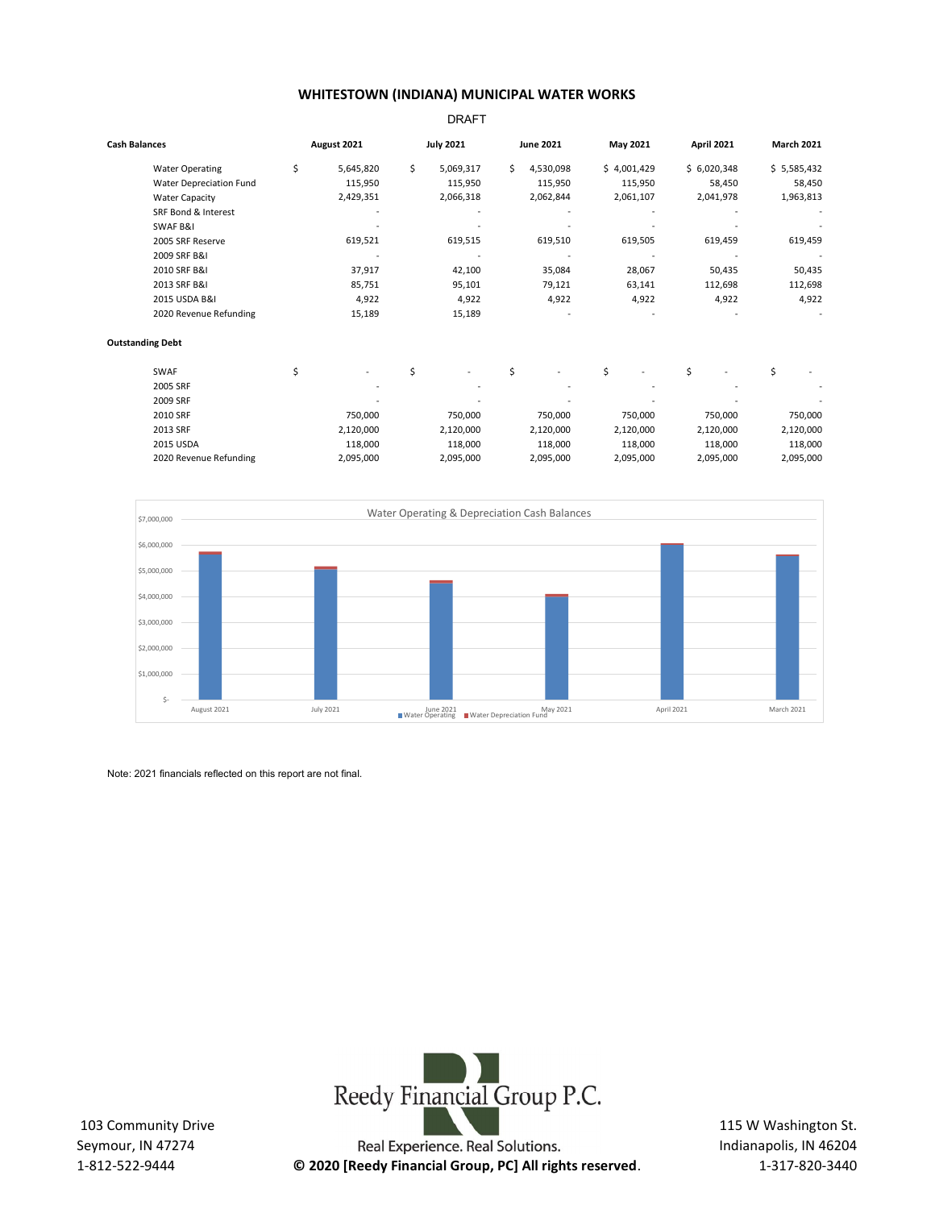# WHITESTOWN (INDIANA) MUNICIPAL WATER WORKS

DRAFT

| Cash Balances | August 2021 | July 2021 | June 2021 | May 2021 | April 2021 | March 2021 |
|---|---|---|---|---|---|---|
| Water Operating | $ 5,645,820 | $ 5,069,317 | $ 4,530,098 | $ 4,001,429 | $ 6,020,348 | $ 5,585,432 |
| Water Depreciation Fund | 115,950 | 115,950 | 115,950 | 115,950 | 58,450 | 58,450 |
| Water Capacity | 2,429,351 | 2,066,318 | 2,062,844 | 2,061,107 | 2,041,978 | 1,963,813 |
| SRF Bond & Interest | - | - | - | - | - | - |
| SWAF B&I | - | - | - | - | - | - |
| 2005 SRF Reserve | 619,521 | 619,515 | 619,510 | 619,505 | 619,459 | 619,459 |
| 2009 SRF B&I | - | - | - | - | - | - |
| 2010 SRF B&I | 37,917 | 42,100 | 35,084 | 28,067 | 50,435 | 50,435 |
| 2013 SRF B&I | 85,751 | 95,101 | 79,121 | 63,141 | 112,698 | 112,698 |
| 2015 USDA B&I | 4,922 | 4,922 | 4,922 | 4,922 | 4,922 | 4,922 |
| 2020 Revenue Refunding | 15,189 | 15,189 | - | - | - | - |
| **Outstanding Debt** | | | | | | |
| SWAF | $ - | $ - | $ - | $ - | $ - | $ - |
| 2005 SRF | - | - | - | - | - | - |
| 2009 SRF | - | - | - | - | - | - |
| 2010 SRF | 750,000 | 750,000 | 750,000 | 750,000 | 750,000 | 750,000 |
| 2013 SRF | 2,120,000 | 2,120,000 | 2,120,000 | 2,120,000 | 2,120,000 | 2,120,000 |
| 2015 USDA | 118,000 | 118,000 | 118,000 | 118,000 | 118,000 | 118,000 |
| 2020 Revenue Refunding | 2,095,000 | 2,095,000 | 2,095,000 | 2,095,000 | 2,095,000 | 2,095,000 |

Water Operating & Depreciation Cash Balances

$7,000,000
$6,000,000
$5,000,000
$4,000,000
$3,000,000
$2,000,000
$1,000,000
$-

August 2021, July 2021, June 2021, May 2021, April 2021, March 2021

Water Operating, Water Depreciation Fund

Note: 2021 financials reflected on this report are not final.

103 Community Drive
Seymour, IN 47274
1-812-522-9444

Reedy Financial Group P.C.
Real Experience. Real Solutions.
**© 2020 [Reedy Financial Group, PC] All rights reserved**.

115 W Washington St.
Indianapolis, IN 46204
1-317-820-3440